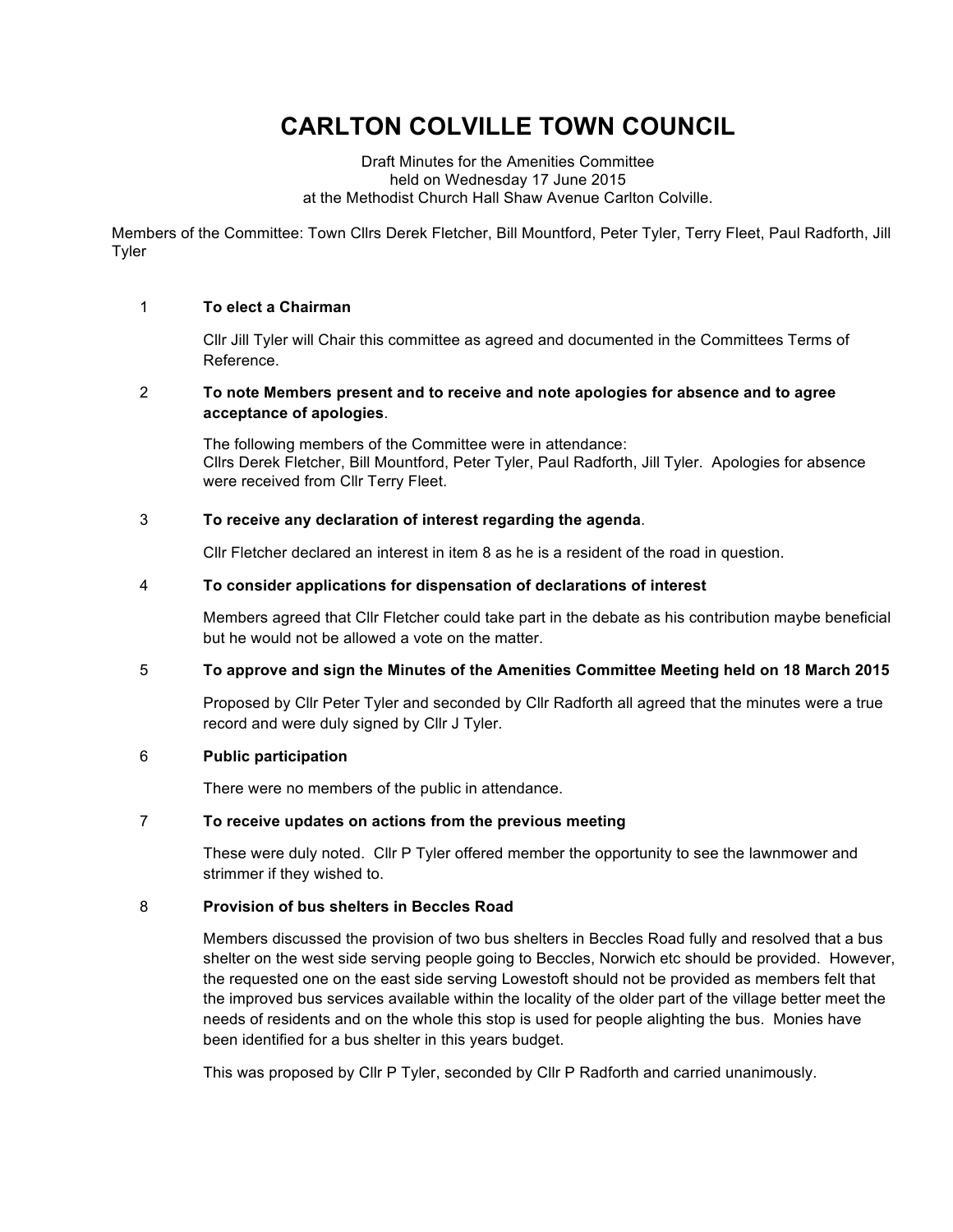# CARLTON COLVILLE TOWN COUNCIL

Draft Minutes for the Amenities Committee
held on Wednesday 17 June 2015
at the Methodist Church Hall Shaw Avenue Carlton Colville.

Members of the Committee: Town Cllrs Derek Fletcher, Bill Mountford, Peter Tyler, Terry Fleet, Paul Radforth, Jill Tyler

1 **To elect a Chairman**

Cllr Jill Tyler will Chair this committee as agreed and documented in the Committees Terms of Reference.

2 **To note Members present and to receive and note apologies for absence and to agree acceptance of apologies**.

The following members of the Committee were in attendance:
Cllrs Derek Fletcher, Bill Mountford, Peter Tyler, Paul Radforth, Jill Tyler. Apologies for absence were received from Cllr Terry Fleet.

3 **To receive any declaration of interest regarding the agenda**.

Cllr Fletcher declared an interest in item 8 as he is a resident of the road in question.

4 **To consider applications for dispensation of declarations of interest**

Members agreed that Cllr Fletcher could take part in the debate as his contribution maybe beneficial but he would not be allowed a vote on the matter.

5 **To approve and sign the Minutes of the Amenities Committee Meeting held on 18 March 2015**

Proposed by Cllr Peter Tyler and seconded by Cllr Radforth all agreed that the minutes were a true record and were duly signed by Cllr J Tyler.

6 **Public participation**

There were no members of the public in attendance.

7 **To receive updates on actions from the previous meeting**

These were duly noted. Cllr P Tyler offered member the opportunity to see the lawnmower and strimmer if they wished to.

8 **Provision of bus shelters in Beccles Road**

Members discussed the provision of two bus shelters in Beccles Road fully and resolved that a bus shelter on the west side serving people going to Beccles, Norwich etc should be provided. However, the requested one on the east side serving Lowestoft should not be provided as members felt that the improved bus services available within the locality of the older part of the village better meet the needs of residents and on the whole this stop is used for people alighting the bus. Monies have been identified for a bus shelter in this years budget.

This was proposed by Cllr P Tyler, seconded by Cllr P Radforth and carried unanimously.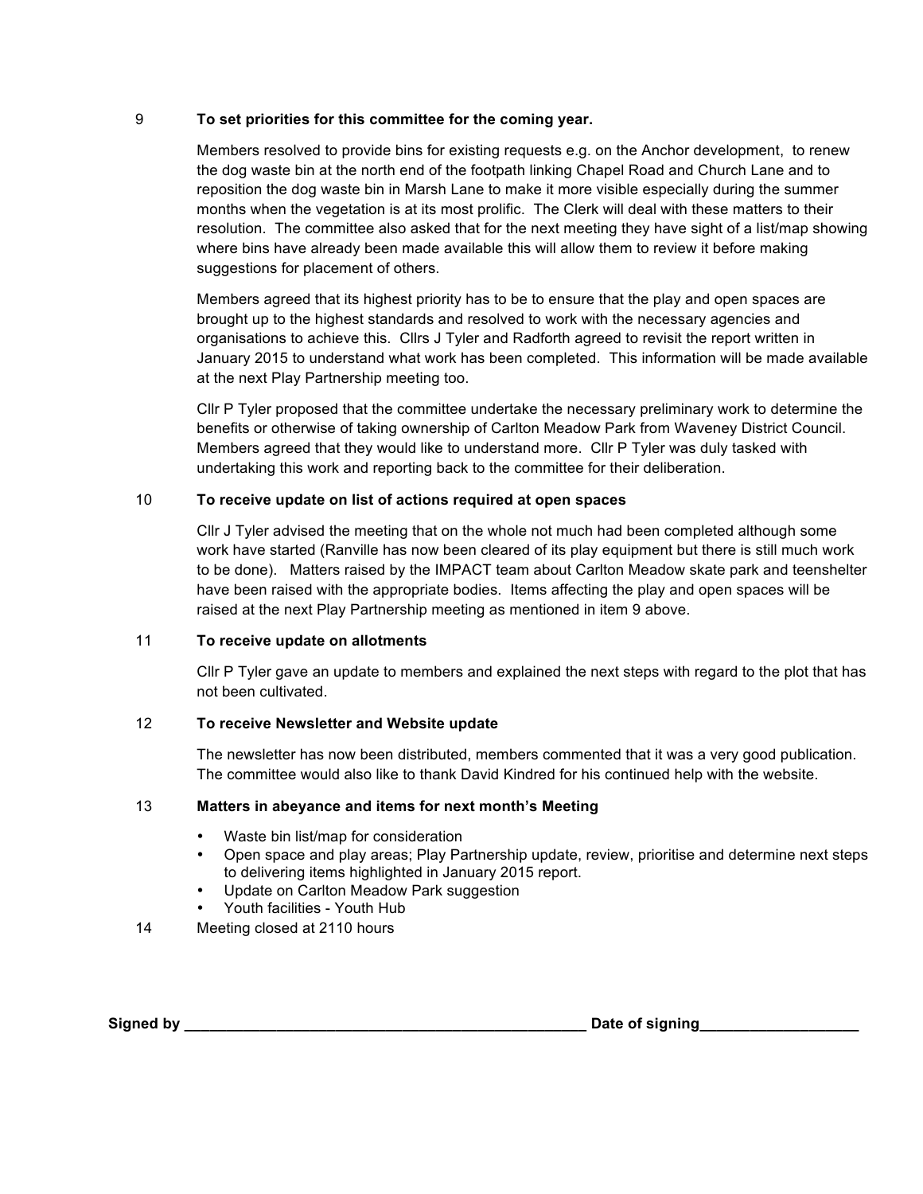9 **To set priorities for this committee for the coming year.**

Members resolved to provide bins for existing requests e.g. on the Anchor development, to renew the dog waste bin at the north end of the footpath linking Chapel Road and Church Lane and to reposition the dog waste bin in Marsh Lane to make it more visible especially during the summer months when the vegetation is at its most prolific. The Clerk will deal with these matters to their resolution. The committee also asked that for the next meeting they have sight of a list/map showing where bins have already been made available this will allow them to review it before making suggestions for placement of others.

Members agreed that its highest priority has to be to ensure that the play and open spaces are brought up to the highest standards and resolved to work with the necessary agencies and organisations to achieve this. Cllrs J Tyler and Radforth agreed to revisit the report written in January 2015 to understand what work has been completed. This information will be made available at the next Play Partnership meeting too.

Cllr P Tyler proposed that the committee undertake the necessary preliminary work to determine the benefits or otherwise of taking ownership of Carlton Meadow Park from Waveney District Council. Members agreed that they would like to understand more. Cllr P Tyler was duly tasked with undertaking this work and reporting back to the committee for their deliberation.

10 **To receive update on list of actions required at open spaces**

Cllr J Tyler advised the meeting that on the whole not much had been completed although some work have started (Ranville has now been cleared of its play equipment but there is still much work to be done). Matters raised by the IMPACT team about Carlton Meadow skate park and teenshelter have been raised with the appropriate bodies. Items affecting the play and open spaces will be raised at the next Play Partnership meeting as mentioned in item 9 above.

11 **To receive update on allotments**

Cllr P Tyler gave an update to members and explained the next steps with regard to the plot that has not been cultivated.

12 **To receive Newsletter and Website update**

The newsletter has now been distributed, members commented that it was a very good publication. The committee would also like to thank David Kindred for his continued help with the website.

13 **Matters in abeyance and items for next month's Meeting**

- Waste bin list/map for consideration
- Open space and play areas; Play Partnership update, review, prioritise and determine next steps to delivering items highlighted in January 2015 report.
- Update on Carlton Meadow Park suggestion
- Youth facilities - Youth Hub

14 Meeting closed at 2110 hours

**Signed by** ______________________________________________ **Date of signing**____________________